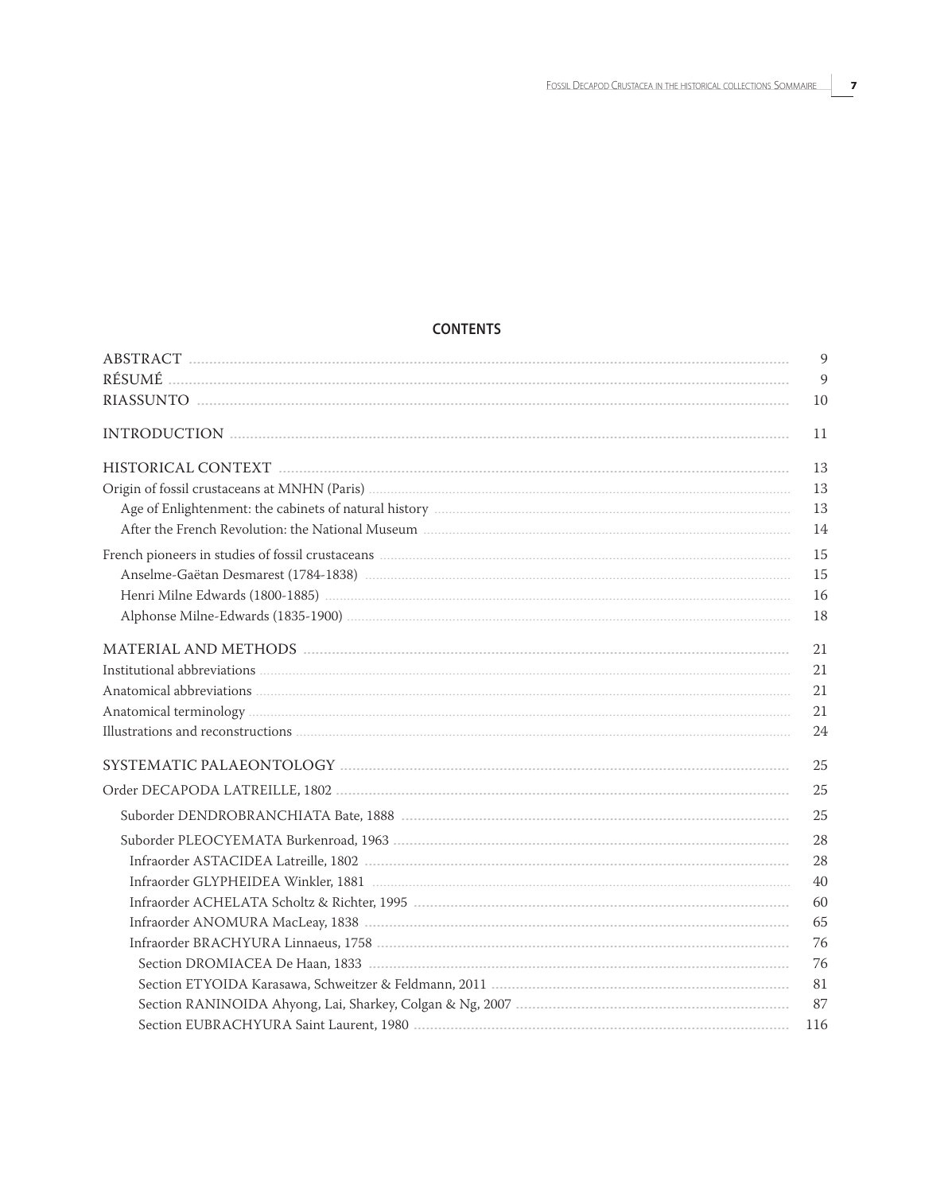## CONTENTS

| | |
|---|---|
| ABSTRACT | 9 |
| RÉSUMÉ | 9 |
| RIASSUNTO | 10 |
| INTRODUCTION | 11 |
| HISTORICAL CONTEXT | 13 |
| Origin of fossil crustaceans at MNHN (Paris) | 13 |
| Age of Enlightenment: the cabinets of natural history | 13 |
| After the French Revolution: the National Museum | 14 |
| French pioneers in studies of fossil crustaceans | 15 |
| Anselme-Gaëtan Desmarest (1784-1838) | 15 |
| Henri Milne Edwards (1800-1885) | 16 |
| Alphonse Milne-Edwards (1835-1900) | 18 |
| MATERIAL AND METHODS | 21 |
| Institutional abbreviations | 21 |
| Anatomical abbreviations | 21 |
| Anatomical terminology | 21 |
| Illustrations and reconstructions | 24 |
| SYSTEMATIC PALAEONTOLOGY | 25 |
| Order DECAPODA LATREILLE, 1802 | 25 |
| Suborder DENDROBRANCHIATA Bate, 1888 | 25 |
| Suborder PLEOCYEMATA Burkenroad, 1963 | 28 |
| Infraorder ASTACIDEA Latreille, 1802 | 28 |
| Infraorder GLYPHEIDEA Winkler, 1881 | 40 |
| Infraorder ACHELATA Scholtz & Richter, 1995 | 60 |
| Infraorder ANOMURA MacLeay, 1838 | 65 |
| Infraorder BRACHYURA Linnaeus, 1758 | 76 |
| Section DROMIACEA De Haan, 1833 | 76 |
| Section ETYOIDA Karasawa, Schweitzer & Feldmann, 2011 | 81 |
| Section RANINOIDA Ahyong, Lai, Sharkey, Colgan & Ng, 2007 | 87 |
| Section EUBRACHYURA Saint Laurent, 1980 | 116 |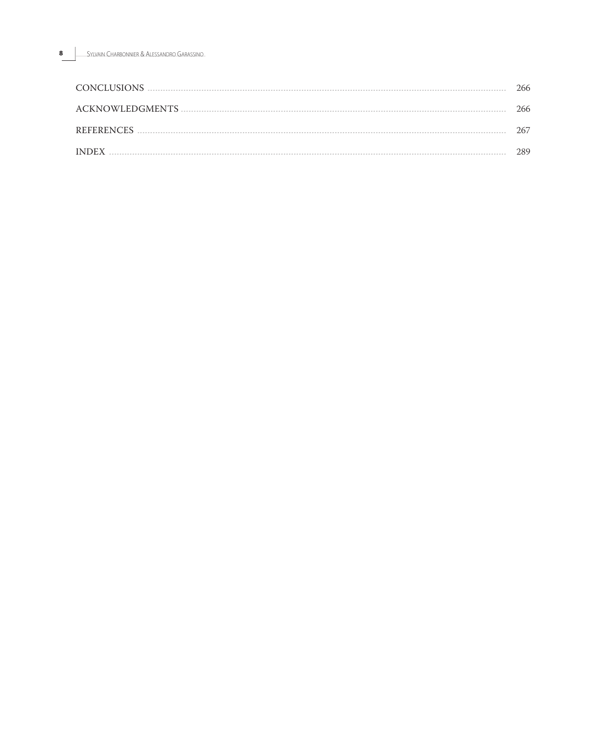CONCLUSIONS ........................................................ 266

ACKNOWLEDGMENTS ................................................ 266

REFERENCES ........................................................ 267

INDEX ................................................................ 289